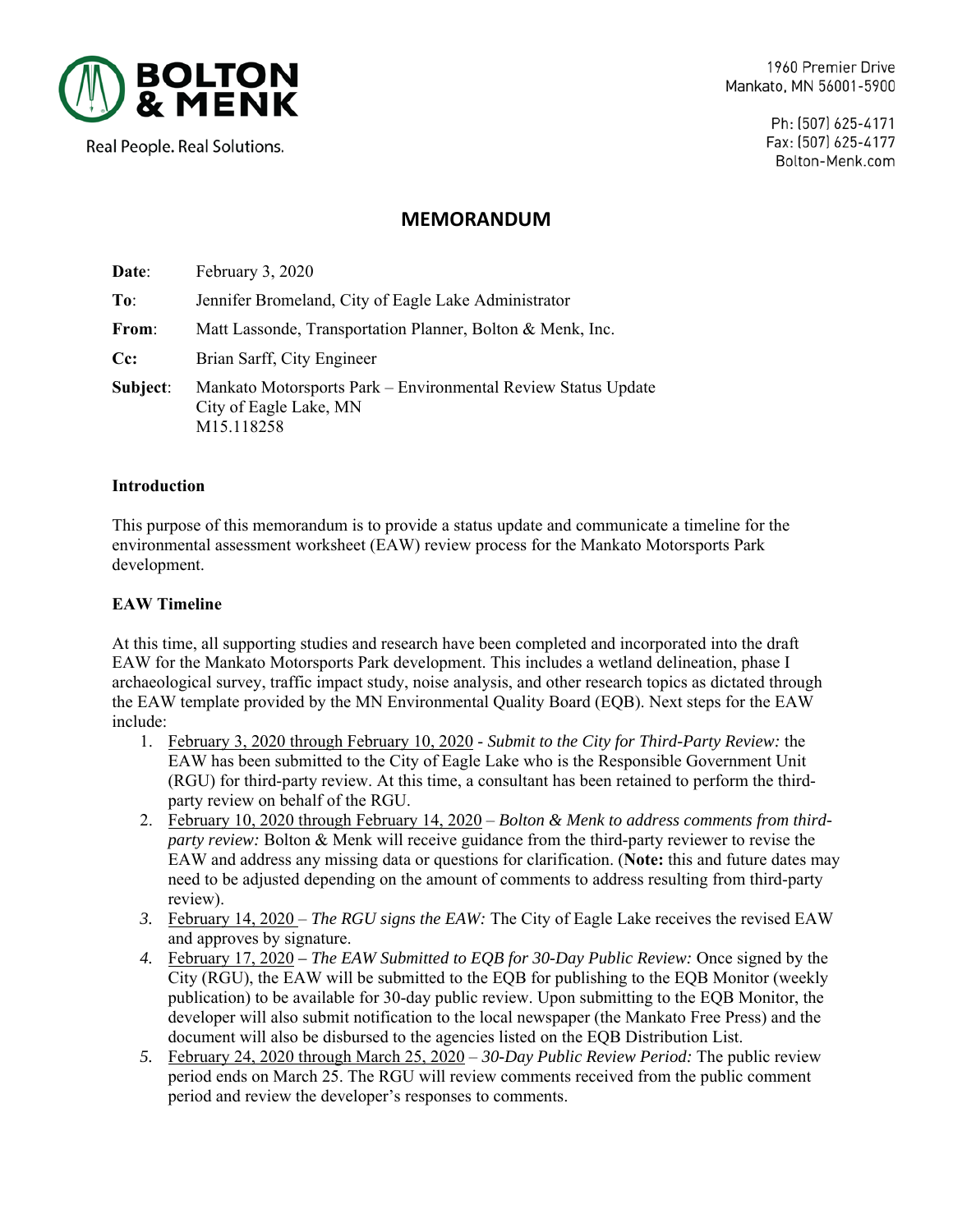**BOLTON & MENK**

Real People. Real Solutions.

1960 Premier Drive
Mankato, MN 56001-5900

Ph: (507) 625-4171
Fax: (507) 625-4177
Bolton-Menk.com

# MEMORANDUM

**Date**: February 3, 2020

**To**: Jennifer Bromeland, City of Eagle Lake Administrator

**From**: Matt Lassonde, Transportation Planner, Bolton & Menk, Inc.

**Cc**: Brian Sarff, City Engineer

**Subject**: Mankato Motorsports Park – Environmental Review Status Update
City of Eagle Lake, MN
M15.118258

## Introduction

This purpose of this memorandum is to provide a status update and communicate a timeline for the environmental assessment worksheet (EAW) review process for the Mankato Motorsports Park development.

## EAW Timeline

At this time, all supporting studies and research have been completed and incorporated into the draft EAW for the Mankato Motorsports Park development. This includes a wetland delineation, phase I archaeological survey, traffic impact study, noise analysis, and other research topics as dictated through the EAW template provided by the MN Environmental Quality Board (EQB). Next steps for the EAW include:

1. February 3, 2020 through February 10, 2020 - *Submit to the City for Third-Party Review:* the EAW has been submitted to the City of Eagle Lake who is the Responsible Government Unit (RGU) for third-party review. At this time, a consultant has been retained to perform the third-party review on behalf of the RGU.
2. February 10, 2020 through February 14, 2020 – *Bolton & Menk to address comments from third-party review:* Bolton & Menk will receive guidance from the third-party reviewer to revise the EAW and address any missing data or questions for clarification. (**Note:** this and future dates may need to be adjusted depending on the amount of comments to address resulting from third-party review).
3. February 14, 2020 – *The RGU signs the EAW:* The City of Eagle Lake receives the revised EAW and approves by signature.
4. February 17, 2020 **–** *The EAW Submitted to EQB for 30-Day Public Review:* Once signed by the City (RGU), the EAW will be submitted to the EQB for publishing to the EQB Monitor (weekly publication) to be available for 30-day public review. Upon submitting to the EQB Monitor, the developer will also submit notification to the local newspaper (the Mankato Free Press) and the document will also be disbursed to the agencies listed on the EQB Distribution List.
5. February 24, 2020 through March 25, 2020 – *30-Day Public Review Period:* The public review period ends on March 25. The RGU will review comments received from the public comment period and review the developer's responses to comments.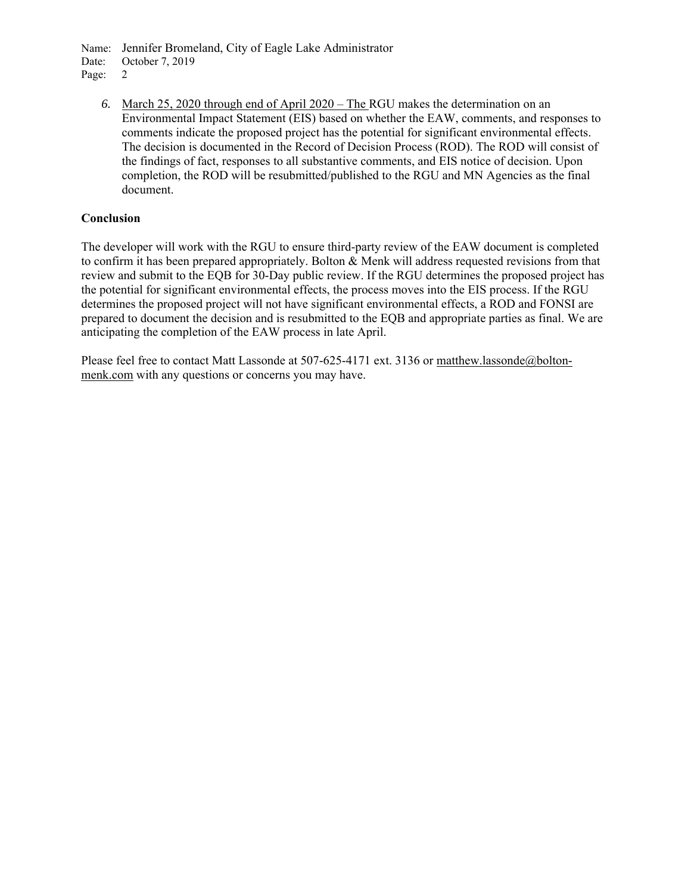Name: Jennifer Bromeland, City of Eagle Lake Administrator
Date: October 7, 2019

6. March 25, 2020 through end of April 2020 – The RGU makes the determination on an Environmental Impact Statement (EIS) based on whether the EAW, comments, and responses to comments indicate the proposed project has the potential for significant environmental effects. The decision is documented in the Record of Decision Process (ROD). The ROD will consist of the findings of fact, responses to all substantive comments, and EIS notice of decision. Upon completion, the ROD will be resubmitted/published to the RGU and MN Agencies as the final document.

**Conclusion**

The developer will work with the RGU to ensure third-party review of the EAW document is completed to confirm it has been prepared appropriately. Bolton & Menk will address requested revisions from that review and submit to the EQB for 30-Day public review. If the RGU determines the proposed project has the potential for significant environmental effects, the process moves into the EIS process. If the RGU determines the proposed project will not have significant environmental effects, a ROD and FONSI are prepared to document the decision and is resubmitted to the EQB and appropriate parties as final. We are anticipating the completion of the EAW process in late April.

Please feel free to contact Matt Lassonde at 507-625-4171 ext. 3136 or matthew.lassonde@bolton-menk.com with any questions or concerns you may have.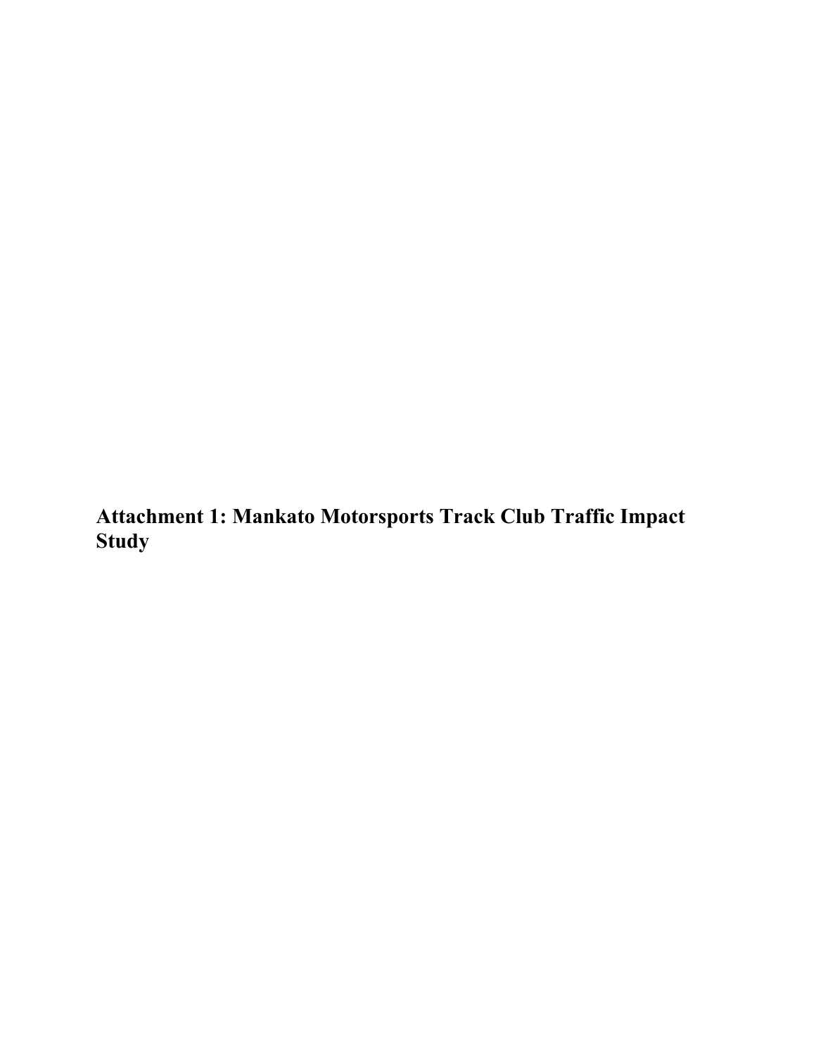**Attachment 1: Mankato Motorsports Track Club Traffic Impact Study**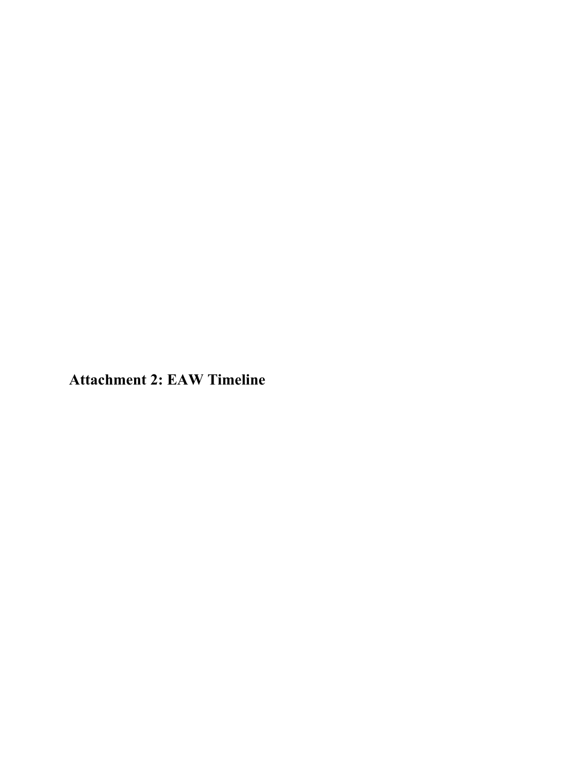# Attachment 2: EAW Timeline